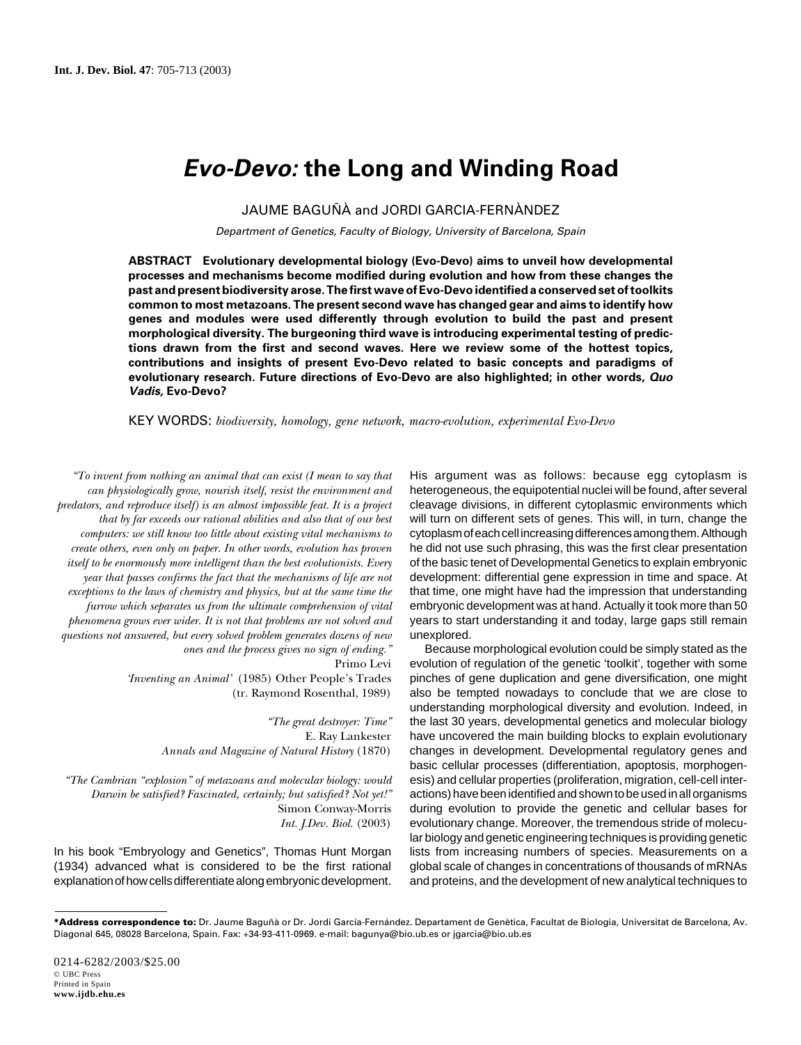# *Evo-Devo:* the Long and Winding Road

JAUME BAGUÑÀ and JORDI GARCIA-FERNÀNDEZ

*Department of Genetics, Faculty of Biology, University of Barcelona, Spain*

**ABSTRACT Evolutionary developmental biology (Evo-Devo) aims to unveil how developmental processes and mechanisms become modified during evolution and how from these changes the past and present biodiversity arose. The first wave of Evo-Devo identified a conserved set of toolkits common to most metazoans. The present second wave has changed gear and aims to identify how genes and modules were used differently through evolution to build the past and present morphological diversity. The burgeoning third wave is introducing experimental testing of predictions drawn from the first and second waves. Here we review some of the hottest topics, contributions and insights of present Evo-Devo related to basic concepts and paradigms of evolutionary research. Future directions of Evo-Devo are also highlighted; in other words, *Quo Vadis,* Evo-Devo?**

KEY WORDS: *biodiversity, homology, gene network, macro-evolution, experimental Evo-Devo*

*"To invent from nothing an animal that can exist (I mean to say that can physiologically grow, nourish itself, resist the environment and predators, and reproduce itself) is an almost impossible feat. It is a project that by far exceeds our rational abilities and also that of our best computers: we still know too little about existing vital mechanisms to create others, even only on paper. In other words, evolution has proven itself to be enormously more intelligent than the best evolutionists. Every year that passes confirms the fact that the mechanisms of life are not exceptions to the laws of chemistry and physics, but at the same time the furrow which separates us from the ultimate comprehension of vital phenomena grows ever wider. It is not that problems are not solved and questions not answered, but every solved problem generates dozens of new ones and the process gives no sign of ending."*

Primo Levi
*'Inventing an Animal'* (1985) Other People's Trades
(tr. Raymond Rosenthal, 1989)

*"The great destroyer: Time"*
E. Ray Lankester
*Annals and Magazine of Natural History* (1870)

*"The Cambrian "explosion" of metazoans and molecular biology: would Darwin be satisfied? Fascinated, certainly; but satisfied? Not yet!"*
Simon Conway-Morris
*Int. J.Dev. Biol.* (2003)

In his book "Embryology and Genetics", Thomas Hunt Morgan (1934) advanced what is considered to be the first rational explanation of how cells differentiate along embryonic development. His argument was as follows: because egg cytoplasm is heterogeneous, the equipotential nuclei will be found, after several cleavage divisions, in different cytoplasmic environments which will turn on different sets of genes. This will, in turn, change the cytoplasm of each cell increasing differences among them. Although he did not use such phrasing, this was the first clear presentation of the basic tenet of Developmental Genetics to explain embryonic development: differential gene expression in time and space. At that time, one might have had the impression that understanding embryonic development was at hand. Actually it took more than 50 years to start understanding it and today, large gaps still remain unexplored.

Because morphological evolution could be simply stated as the evolution of regulation of the genetic 'toolkit', together with some pinches of gene duplication and gene diversification, one might also be tempted nowadays to conclude that we are close to understanding morphological diversity and evolution. Indeed, in the last 30 years, developmental genetics and molecular biology have uncovered the main building blocks to explain evolutionary changes in development. Developmental regulatory genes and basic cellular processes (differentiation, apoptosis, morphogenesis) and cellular properties (proliferation, migration, cell-cell interactions) have been identified and shown to be used in all organisms during evolution to provide the genetic and cellular bases for evolutionary change. Moreover, the tremendous stride of molecular biology and genetic engineering techniques is providing genetic lists from increasing numbers of species. Measurements on a global scale of changes in concentrations of thousands of mRNAs and proteins, and the development of new analytical techniques to

---

***Address correspondence to:** Dr. Jaume Baguñà or Dr. Jordi García-Fernández. Departament de Genètica, Facultat de Biologia, Universitat de Barcelona, Av. Diagonal 645, 08028 Barcelona, Spain. Fax: +34-93-411-0969. e-mail: bagunya@bio.ub.es or jgarcia@bio.ub.es

0214-6282/2003/$25.00
© UBC Press
Printed in Spain
www.ijdb.ehu.es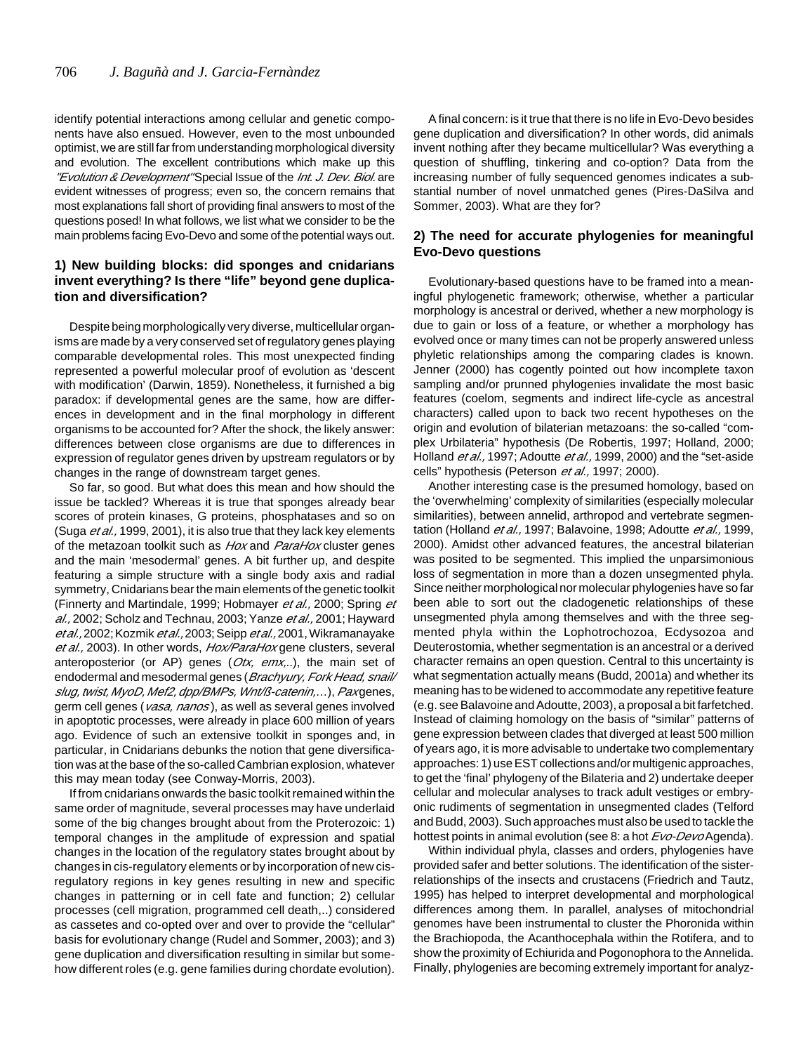identify potential interactions among cellular and genetic components have also ensued. However, even to the most unbounded optimist, we are still far from understanding morphological diversity and evolution. The excellent contributions which make up this *"Evolution & Development"* Special Issue of the *Int. J. Dev. Biol.* are evident witnesses of progress; even so, the concern remains that most explanations fall short of providing final answers to most of the questions posed! In what follows, we list what we consider to be the main problems facing Evo-Devo and some of the potential ways out.

## 1) New building blocks: did sponges and cnidarians invent everything? Is there "life" beyond gene duplication and diversification?

Despite being morphologically very diverse, multicellular organisms are made by a very conserved set of regulatory genes playing comparable developmental roles. This most unexpected finding represented a powerful molecular proof of evolution as 'descent with modification' (Darwin, 1859). Nonetheless, it furnished a big paradox: if developmental genes are the same, how are differences in development and in the final morphology in different organisms to be accounted for? After the shock, the likely answer: differences between close organisms are due to differences in expression of regulator genes driven by upstream regulators or by changes in the range of downstream target genes.

So far, so good. But what does this mean and how should the issue be tackled? Whereas it is true that sponges already bear scores of protein kinases, G proteins, phosphatases and so on (Suga *et al.,* 1999, 2001), it is also true that they lack key elements of the metazoan toolkit such as *Hox* and *ParaHox* cluster genes and the main 'mesodermal' genes. A bit further up, and despite featuring a simple structure with a single body axis and radial symmetry, Cnidarians bear the main elements of the genetic toolkit (Finnerty and Martindale, 1999; Hobmayer *et al.,* 2000; Spring *et al.,* 2002; Scholz and Technau, 2003; Yanze *et al.,* 2001; Hayward *et al.,* 2002; Kozmik *et al.,* 2003; Seipp *et al.,* 2001, Wikramanayake *et al.,* 2003). In other words, *Hox/ParaHox* gene clusters, several anteroposterior (or AP) genes (*Otx, emx,..*), the main set of endodermal and mesodermal genes (*Brachyury, Fork Head, snail/slug, twist, MyoD, Mef2, dpp/BMPs, Wnt/ß-catenin,...*), *Pax* genes, germ cell genes (*vasa, nanos*), as well as several genes involved in apoptotic processes, were already in place 600 million of years ago. Evidence of such an extensive toolkit in sponges and, in particular, in Cnidarians debunks the notion that gene diversification was at the base of the so-called Cambrian explosion, whatever this may mean today (see Conway-Morris, 2003).

If from cnidarians onwards the basic toolkit remained within the same order of magnitude, several processes may have underlaid some of the big changes brought about from the Proterozoic: 1) temporal changes in the amplitude of expression and spatial changes in the location of the regulatory states brought about by changes in cis-regulatory elements or by incorporation of new cis-regulatory regions in key genes resulting in new and specific changes in patterning or in cell fate and function; 2) cellular processes (cell migration, programmed cell death,..) considered as cassetes and co-opted over and over to provide the "cellular" basis for evolutionary change (Rudel and Sommer, 2003); and 3) gene duplication and diversification resulting in similar but somehow different roles (e.g. gene families during chordate evolution).

A final concern: is it true that there is no life in Evo-Devo besides gene duplication and diversification? In other words, did animals invent nothing after they became multicellular? Was everything a question of shuffling, tinkering and co-option? Data from the increasing number of fully sequenced genomes indicates a substantial number of novel unmatched genes (Pires-DaSilva and Sommer, 2003). What are they for?

## 2) The need for accurate phylogenies for meaningful Evo-Devo questions

Evolutionary-based questions have to be framed into a meaningful phylogenetic framework; otherwise, whether a particular morphology is ancestral or derived, whether a new morphology is due to gain or loss of a feature, or whether a morphology has evolved once or many times can not be properly answered unless phyletic relationships among the comparing clades is known. Jenner (2000) has cogently pointed out how incomplete taxon sampling and/or prunned phylogenies invalidate the most basic features (coelom, segments and indirect life-cycle as ancestral characters) called upon to back two recent hypotheses on the origin and evolution of bilaterian metazoans: the so-called "complex Urbilateria" hypothesis (De Robertis, 1997; Holland, 2000; Holland *et al.,* 1997; Adoutte *et al.,* 1999, 2000) and the "set-aside cells" hypothesis (Peterson *et al.,* 1997; 2000).

Another interesting case is the presumed homology, based on the 'overwhelming' complexity of similarities (especially molecular similarities), between annelid, arthropod and vertebrate segmentation (Holland *et al.,* 1997; Balavoine, 1998; Adoutte *et al.,* 1999, 2000). Amidst other advanced features, the ancestral bilaterian was posited to be segmented. This implied the unparsimonious loss of segmentation in more than a dozen unsegmented phyla. Since neither morphological nor molecular phylogenies have so far been able to sort out the cladogenetic relationships of these unsegmented phyla among themselves and with the three segmented phyla within the Lophotrochozoa, Ecdysozoa and Deuterostomia, whether segmentation is an ancestral or a derived character remains an open question. Central to this uncertainty is what segmentation actually means (Budd, 2001a) and whether its meaning has to be widened to accommodate any repetitive feature (e.g. see Balavoine and Adoutte, 2003), a proposal a bit farfetched. Instead of claiming homology on the basis of "similar" patterns of gene expression between clades that diverged at least 500 million of years ago, it is more advisable to undertake two complementary approaches: 1) use EST collections and/or multigenic approaches, to get the 'final' phylogeny of the Bilateria and 2) undertake deeper cellular and molecular analyses to track adult vestiges or embryonic rudiments of segmentation in unsegmented clades (Telford and Budd, 2003). Such approaches must also be used to tackle the hottest points in animal evolution (see 8: a hot *Evo-Devo* Agenda).

Within individual phyla, classes and orders, phylogenies have provided safer and better solutions. The identification of the sister-relationships of the insects and crustacens (Friedrich and Tautz, 1995) has helped to interpret developmental and morphological differences among them. In parallel, analyses of mitochondrial genomes have been instrumental to cluster the Phoronida within the Brachiopoda, the Acanthocephala within the Rotifera, and to show the proximity of Echiurida and Pogonophora to the Annelida. Finally, phylogenies are becoming extremely important for analyz-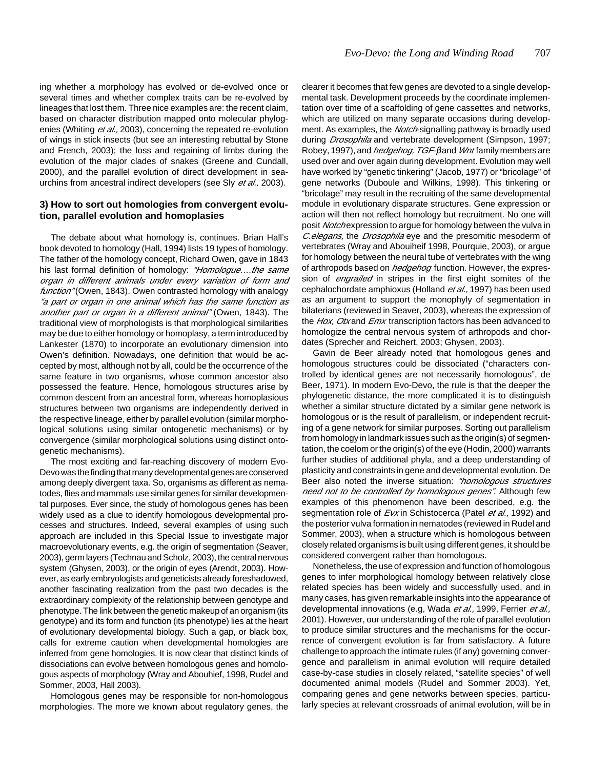ing whether a morphology has evolved or de-evolved once or several times and whether complex traits can be re-evolved by lineages that lost them. Three nice examples are: the recent claim, based on character distribution mapped onto molecular phylogenies (Whiting *et al.,* 2003), concerning the repeated re-evolution of wings in stick insects (but see an interesting rebuttal by Stone and French, 2003); the loss and regaining of limbs during the evolution of the major clades of snakes (Greene and Cundall, 2000), and the parallel evolution of direct development in sea-urchins from ancestral indirect developers (see Sly *et al.,* 2003).

### 3) How to sort out homologies from convergent evolution, parallel evolution and homoplasies

The debate about what homology is, continues. Brian Hall's book devoted to homology (Hall, 1994) lists 19 types of homology. The father of the homology concept, Richard Owen, gave in 1843 his last formal definition of homology: *"Homologue….the same organ in different animals under every variation of form and function"* (Owen, 1843). Owen contrasted homology with analogy *"a part or organ in one animal which has the same function as another part or organ in a different animal"* (Owen, 1843). The traditional view of morphologists is that morphological similarities may be due to either homology or homoplasy, a term introduced by Lankester (1870) to incorporate an evolutionary dimension into Owen's definition. Nowadays, one definition that would be accepted by most, although not by all, could be the occurrence of the same feature in two organisms, whose common ancestor also possessed the feature. Hence, homologous structures arise by common descent from an ancestral form, whereas homoplasious structures between two organisms are independently derived in the respective lineage, either by parallel evolution (similar morphological solutions using similar ontogenetic mechanisms) or by convergence (similar morphological solutions using distinct ontogenetic mechanisms).

The most exciting and far-reaching discovery of modern Evo-Devo was the finding that many developmental genes are conserved among deeply divergent taxa. So, organisms as different as nematodes, flies and mammals use similar genes for similar developmental purposes. Ever since, the study of homologous genes has been widely used as a clue to identify homologous developmental processes and structures. Indeed, several examples of using such approach are included in this Special Issue to investigate major macroevolutionary events, e.g. the origin of segmentation (Seaver, 2003), germ layers (Technau and Scholz, 2003), the central nervous system (Ghysen, 2003), or the origin of eyes (Arendt, 2003). However, as early embryologists and geneticists already foreshadowed, another fascinating realization from the past two decades is the extraordinary complexity of the relationship between genotype and phenotype. The link between the genetic makeup of an organism (its genotype) and its form and function (its phenotype) lies at the heart of evolutionary developmental biology. Such a gap, or black box, calls for extreme caution when developmental homologies are inferred from gene homologies. It is now clear that distinct kinds of dissociations can evolve between homologous genes and homologous aspects of morphology (Wray and Abouhief, 1998, Rudel and Sommer, 2003, Hall 2003).

Homologous genes may be responsible for non-homologous morphologies. The more we known about regulatory genes, the clearer it becomes that few genes are devoted to a single developmental task. Development proceeds by the coordinate implementation over time of a scaffolding of gene cassettes and networks, which are utilized on many separate occasions during development. As examples, the *Notch*-signalling pathway is broadly used during *Drosophila* and vertebrate development (Simpson, 1997; Robey, 1997), and *hedgehog*, *TGF-β* and *Wnt* family members are used over and over again during development. Evolution may well have worked by "genetic tinkering" (Jacob, 1977) or "bricolage" of gene networks (Duboule and Wilkins, 1998). This tinkering or "bricolage" may result in the recruiting of the same developmental module in evolutionary disparate structures. Gene expression or action will then not reflect homology but recruitment. No one will posit *Notch* expression to argue for homology between the vulva in *C.elegans,* the *Drosophila* eye and the presomitic mesoderm of vertebrates (Wray and Abouiheif 1998, Pourquie, 2003), or argue for homology between the neural tube of vertebrates with the wing of arthropods based on *hedgehog* function. However, the expression of *engrailed* in stripes in the first eight somites of the cephalochordate amphioxus (Holland *et al.,* 1997) has been used as an argument to support the monophyly of segmentation in bilaterians (reviewed in Seaver, 2003), whereas the expression of the *Hox, Otx* and *Emx* transcription factors has been advanced to homologize the central nervous system of arthropods and chordates (Sprecher and Reichert, 2003; Ghysen, 2003).

Gavin de Beer already noted that homologous genes and homologous structures could be dissociated ("characters controlled by identical genes are not necessarily homologous", de Beer, 1971). In modern Evo-Devo, the rule is that the deeper the phylogenetic distance, the more complicated it is to distinguish whether a similar structure dictated by a similar gene network is homologous or is the result of parallelism, or independent recruiting of a gene network for similar purposes. Sorting out parallelism from homology in landmark issues such as the origin(s) of segmentation, the coelom or the origin(s) of the eye (Hodin, 2000) warrants further studies of additional phyla, and a deep understanding of plasticity and constraints in gene and developmental evolution. De Beer also noted the inverse situation: *"homologous structures need not to be controlled by homologous genes".* Although few examples of this phenomenon have been described, e.g. the segmentation role of *Evx* in Schistocerca (Patel *et al.,* 1992) and the posterior vulva formation in nematodes (reviewed in Rudel and Sommer, 2003), when a structure which is homologous between closely related organisms is built using different genes, it should be considered convergent rather than homologous.

Nonetheless, the use of expression and function of homologous genes to infer morphological homology between relatively close related species has been widely and successfully used, and in many cases, has given remarkable insights into the appearance of developmental innovations (e.g, Wada *et al.,* 1999, Ferrier *et al.,* 2001). However, our understanding of the role of parallel evolution to produce similar structures and the mechanisms for the occurrence of convergent evolution is far from satisfactory. A future challenge to approach the intimate rules (if any) governing convergence and parallelism in animal evolution will require detailed case-by-case studies in closely related, "satellite species" of well documented animal models (Rudel and Sommer 2003). Yet, comparing genes and gene networks between species, particularly species at relevant crossroads of animal evolution, will be in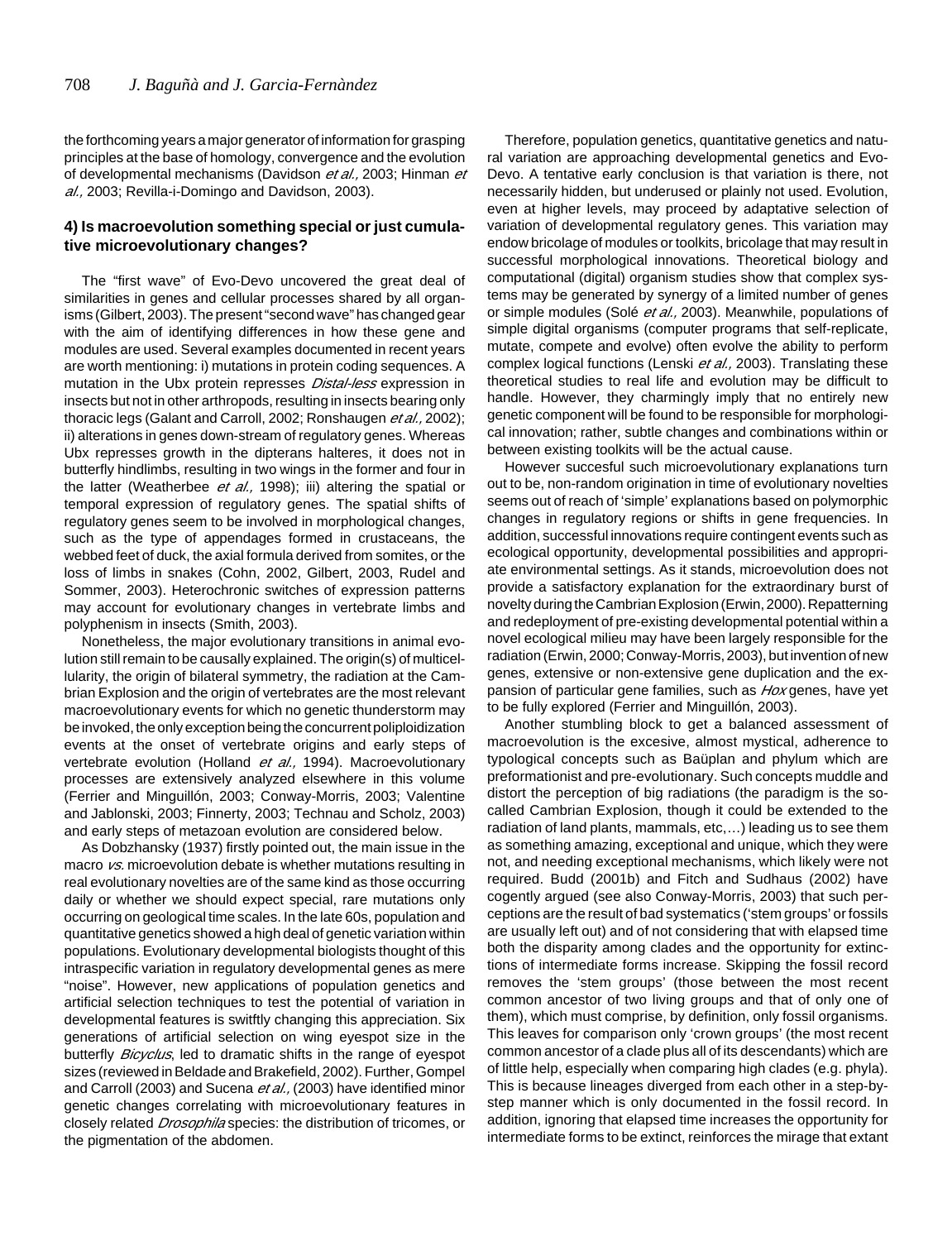the forthcoming years a major generator of information for grasping principles at the base of homology, convergence and the evolution of developmental mechanisms (Davidson *et al.,* 2003; Hinman *et al.,* 2003; Revilla-i-Domingo and Davidson, 2003).

### 4) Is macroevolution something special or just cumulative microevolutionary changes?

The "first wave" of Evo-Devo uncovered the great deal of similarities in genes and cellular processes shared by all organisms (Gilbert, 2003). The present "second wave" has changed gear with the aim of identifying differences in how these gene and modules are used. Several examples documented in recent years are worth mentioning: i) mutations in protein coding sequences. A mutation in the Ubx protein represses *Distal-less* expression in insects but not in other arthropods, resulting in insects bearing only thoracic legs (Galant and Carroll, 2002; Ronshaugen *et al.,* 2002); ii) alterations in genes down-stream of regulatory genes. Whereas Ubx represses growth in the dipterans halteres, it does not in butterfly hindlimbs, resulting in two wings in the former and four in the latter (Weatherbee *et al.,* 1998); iii) altering the spatial or temporal expression of regulatory genes. The spatial shifts of regulatory genes seem to be involved in morphological changes, such as the type of appendages formed in crustaceans, the webbed feet of duck, the axial formula derived from somites, or the loss of limbs in snakes (Cohn, 2002, Gilbert, 2003, Rudel and Sommer, 2003). Heterochronic switches of expression patterns may account for evolutionary changes in vertebrate limbs and polyphenism in insects (Smith, 2003).

Nonetheless, the major evolutionary transitions in animal evolution still remain to be causally explained. The origin(s) of multicellularity, the origin of bilateral symmetry, the radiation at the Cambrian Explosion and the origin of vertebrates are the most relevant macroevolutionary events for which no genetic thunderstorm may be invoked, the only exception being the concurrent poliploidization events at the onset of vertebrate origins and early steps of vertebrate evolution (Holland *et al.,* 1994). Macroevolutionary processes are extensively analyzed elsewhere in this volume (Ferrier and Minguillón, 2003; Conway-Morris, 2003; Valentine and Jablonski, 2003; Finnerty, 2003; Technau and Scholz, 2003) and early steps of metazoan evolution are considered below.

As Dobzhansky (1937) firstly pointed out, the main issue in the macro *vs.* microevolution debate is whether mutations resulting in real evolutionary novelties are of the same kind as those occurring daily or whether we should expect special, rare mutations only occurring on geological time scales. In the late 60s, population and quantitative genetics showed a high deal of genetic variation within populations. Evolutionary developmental biologists thought of this intraspecific variation in regulatory developmental genes as mere "noise". However, new applications of population genetics and artificial selection techniques to test the potential of variation in developmental features is swiftly changing this appreciation. Six generations of artificial selection on wing eyespot size in the butterfly *Bicyclus*, led to dramatic shifts in the range of eyespot sizes (reviewed in Beldade and Brakefield, 2002). Further, Gompel and Carroll (2003) and Sucena *et al.,* (2003) have identified minor genetic changes correlating with microevolutionary features in closely related *Drosophila* species: the distribution of tricomes, or the pigmentation of the abdomen.

Therefore, population genetics, quantitative genetics and natural variation are approaching developmental genetics and Evo-Devo. A tentative early conclusion is that variation is there, not necessarily hidden, but underused or plainly not used. Evolution, even at higher levels, may proceed by adaptative selection of variation of developmental regulatory genes. This variation may endow bricolage of modules or toolkits, bricolage that may result in successful morphological innovations. Theoretical biology and computational (digital) organism studies show that complex systems may be generated by synergy of a limited number of genes or simple modules (Solé *et al.,* 2003). Meanwhile, populations of simple digital organisms (computer programs that self-replicate, mutate, compete and evolve) often evolve the ability to perform complex logical functions (Lenski *et al.,* 2003). Translating these theoretical studies to real life and evolution may be difficult to handle. However, they charmingly imply that no entirely new genetic component will be found to be responsible for morphological innovation; rather, subtle changes and combinations within or between existing toolkits will be the actual cause.

However succesful such microevolutionary explanations turn out to be, non-random origination in time of evolutionary novelties seems out of reach of 'simple' explanations based on polymorphic changes in regulatory regions or shifts in gene frequencies. In addition, successful innovations require contingent events such as ecological opportunity, developmental possibilities and appropriate environmental settings. As it stands, microevolution does not provide a satisfactory explanation for the extraordinary burst of novelty during the Cambrian Explosion (Erwin, 2000). Repatterning and redeployment of pre-existing developmental potential within a novel ecological milieu may have been largely responsible for the radiation (Erwin, 2000; Conway-Morris, 2003), but invention of new genes, extensive or non-extensive gene duplication and the expansion of particular gene families, such as *Hox* genes, have yet to be fully explored (Ferrier and Minguillón, 2003).

Another stumbling block to get a balanced assessment of macroevolution is the excesive, almost mystical, adherence to typological concepts such as Baüplan and phylum which are preformationist and pre-evolutionary. Such concepts muddle and distort the perception of big radiations (the paradigm is the so-called Cambrian Explosion, though it could be extended to the radiation of land plants, mammals, etc,…) leading us to see them as something amazing, exceptional and unique, which they were not, and needing exceptional mechanisms, which likely were not required. Budd (2001b) and Fitch and Sudhaus (2002) have cogently argued (see also Conway-Morris, 2003) that such perceptions are the result of bad systematics ('stem groups' or fossils are usually left out) and of not considering that with elapsed time both the disparity among clades and the opportunity for extinctions of intermediate forms increase. Skipping the fossil record removes the 'stem groups' (those between the most recent common ancestor of two living groups and that of only one of them), which must comprise, by definition, only fossil organisms. This leaves for comparison only 'crown groups' (the most recent common ancestor of a clade plus all of its descendants) which are of little help, especially when comparing high clades (e.g. phyla). This is because lineages diverged from each other in a step-by-step manner which is only documented in the fossil record. In addition, ignoring that elapsed time increases the opportunity for intermediate forms to be extinct, reinforces the mirage that extant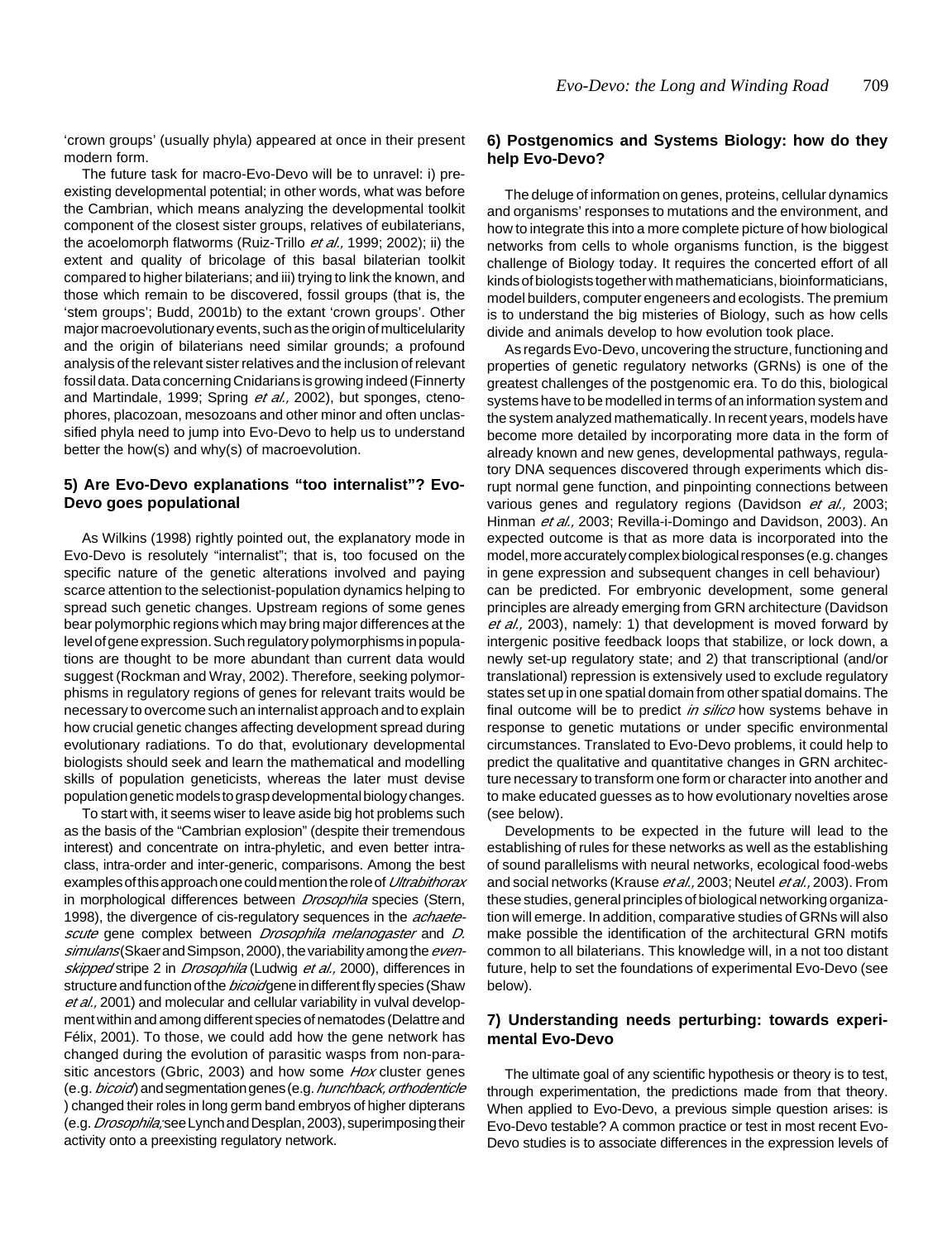'crown groups' (usually phyla) appeared at once in their present modern form.

The future task for macro-Evo-Devo will be to unravel: i) pre-existing developmental potential; in other words, what was before the Cambrian, which means analyzing the developmental toolkit component of the closest sister groups, relatives of eubilaterians, the acoelomorph flatworms (Ruiz-Trillo *et al.,* 1999; 2002); ii) the extent and quality of bricolage of this basal bilaterian toolkit compared to higher bilaterians; and iii) trying to link the known, and those which remain to be discovered, fossil groups (that is, the 'stem groups'; Budd, 2001b) to the extant 'crown groups'. Other major macroevolutionary events, such as the origin of multicelularity and the origin of bilaterians need similar grounds; a profound analysis of the relevant sister relatives and the inclusion of relevant fossil data. Data concerning Cnidarians is growing indeed (Finnerty and Martindale, 1999; Spring *et al.,* 2002), but sponges, ctenophores, placozoan, mesozoans and other minor and often unclassified phyla need to jump into Evo-Devo to help us to understand better the how(s) and why(s) of macroevolution.

## 5) Are Evo-Devo explanations "too internalist"? Evo-Devo goes populational

As Wilkins (1998) rightly pointed out, the explanatory mode in Evo-Devo is resolutely "internalist"; that is, too focused on the specific nature of the genetic alterations involved and paying scarce attention to the selectionist-population dynamics helping to spread such genetic changes. Upstream regions of some genes bear polymorphic regions which may bring major differences at the level of gene expression. Such regulatory polymorphisms in populations are thought to be more abundant than current data would suggest (Rockman and Wray, 2002). Therefore, seeking polymorphisms in regulatory regions of genes for relevant traits would be necessary to overcome such an internalist approach and to explain how crucial genetic changes affecting development spread during evolutionary radiations. To do that, evolutionary developmental biologists should seek and learn the mathematical and modelling skills of population geneticists, whereas the later must devise population genetic models to grasp developmental biology changes.

To start with, it seems wiser to leave aside big hot problems such as the basis of the "Cambrian explosion" (despite their tremendous interest) and concentrate on intra-phyletic, and even better intra-class, intra-order and inter-generic, comparisons. Among the best examples of this approach one could mention the role of *Ultrabithorax* in morphological differences between *Drosophila* species (Stern, 1998), the divergence of cis-regulatory sequences in the *achaete-scute* gene complex between *Drosophila melanogaster* and *D. simulans* (Skaer and Simpson, 2000), the variability among the *even-skipped* stripe 2 in *Drosophila* (Ludwig *et al.,* 2000), differences in structure and function of the *bicoid* gene in different fly species (Shaw *et al.,* 2001) and molecular and cellular variability in vulval development within and among different species of nematodes (Delattre and Félix, 2001). To those, we could add how the gene network has changed during the evolution of parasitic wasps from non-parasitic ancestors (Gbric, 2003) and how some *Hox* cluster genes (e.g. *bicoid*) and segmentation genes (e.g. *hunchback, orthodenticle* ) changed their roles in long germ band embryos of higher dipterans (e.g. *Drosophila;* see Lynch and Desplan, 2003), superimposing their activity onto a preexisting regulatory network.

## 6) Postgenomics and Systems Biology: how do they help Evo-Devo?

The deluge of information on genes, proteins, cellular dynamics and organisms' responses to mutations and the environment, and how to integrate this into a more complete picture of how biological networks from cells to whole organisms function, is the biggest challenge of Biology today. It requires the concerted effort of all kinds of biologists together with mathematicians, bioinformaticians, model builders, computer engeneers and ecologists. The premium is to understand the big misteries of Biology, such as how cells divide and animals develop to how evolution took place.

As regards Evo-Devo, uncovering the structure, functioning and properties of genetic regulatory networks (GRNs) is one of the greatest challenges of the postgenomic era. To do this, biological systems have to be modelled in terms of an information system and the system analyzed mathematically. In recent years, models have become more detailed by incorporating more data in the form of already known and new genes, developmental pathways, regulatory DNA sequences discovered through experiments which disrupt normal gene function, and pinpointing connections between various genes and regulatory regions (Davidson *et al.,* 2003; Hinman *et al.,* 2003; Revilla-i-Domingo and Davidson, 2003). An expected outcome is that as more data is incorporated into the model, more accurately complex biological responses (e.g. changes in gene expression and subsequent changes in cell behaviour) can be predicted. For embryonic development, some general principles are already emerging from GRN architecture (Davidson *et al.,* 2003), namely: 1) that development is moved forward by intergenic positive feedback loops that stabilize, or lock down, a newly set-up regulatory state; and 2) that transcriptional (and/or translational) repression is extensively used to exclude regulatory states set up in one spatial domain from other spatial domains. The final outcome will be to predict *in silico* how systems behave in response to genetic mutations or under specific environmental circumstances. Translated to Evo-Devo problems, it could help to predict the qualitative and quantitative changes in GRN architecture necessary to transform one form or character into another and to make educated guesses as to how evolutionary novelties arose (see below).

Developments to be expected in the future will lead to the establishing of rules for these networks as well as the establishing of sound parallelisms with neural networks, ecological food-webs and social networks (Krause *et al.,* 2003; Neutel *et al.,* 2003). From these studies, general principles of biological networking organization will emerge. In addition, comparative studies of GRNs will also make possible the identification of the architectural GRN motifs common to all bilaterians. This knowledge will, in a not too distant future, help to set the foundations of experimental Evo-Devo (see below).

## 7) Understanding needs perturbing: towards experimental Evo-Devo

The ultimate goal of any scientific hypothesis or theory is to test, through experimentation, the predictions made from that theory. When applied to Evo-Devo, a previous simple question arises: is Evo-Devo testable? A common practice or test in most recent Evo-Devo studies is to associate differences in the expression levels of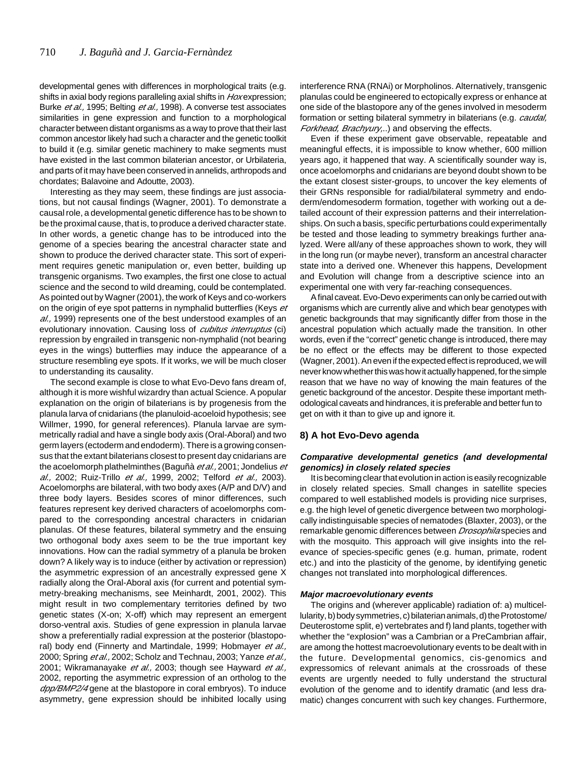developmental genes with differences in morphological traits (e.g. shifts in axial body regions paralleling axial shifts in *Hox* expression; Burke *et al.,* 1995; Belting *et al.,* 1998). A converse test associates similarities in gene expression and function to a morphological character between distant organisms as a way to prove that their last common ancestor likely had such a character and the genetic toolkit to build it (e.g. similar genetic machinery to make segments must have existed in the last common bilaterian ancestor, or Urbilateria, and parts of it may have been conserved in annelids, arthropods and chordates; Balavoine and Adoutte, 2003).

Interesting as they may seem, these findings are just associations, but not causal findings (Wagner, 2001). To demonstrate a causal role, a developmental genetic difference has to be shown to be the proximal cause, that is, to produce a derived character state. In other words, a genetic change has to be introduced into the genome of a species bearing the ancestral character state and shown to produce the derived character state. This sort of experiment requires genetic manipulation or, even better, building up transgenic organisms. Two examples, the first one close to actual science and the second to wild dreaming, could be contemplated. As pointed out by Wagner (2001), the work of Keys and co-workers on the origin of eye spot patterns in nymphalid butterflies (Keys *et al.,* 1999) represents one of the best understood examples of an evolutionary innovation. Causing loss of *cubitus interruptus* (ci) repression by engrailed in transgenic non-nymphalid (not bearing eyes in the wings) butterflies may induce the appearance of a structure resembling eye spots. If it works, we will be much closer to understanding its causality.

The second example is close to what Evo-Devo fans dream of, although it is more wishful wizardry than actual Science. A popular explanation on the origin of bilaterians is by progenesis from the planula larva of cnidarians (the planuloid-acoeloid hypothesis; see Willmer, 1990, for general references). Planula larvae are symmetrically radial and have a single body axis (Oral-Aboral) and two germ layers (ectoderm and endoderm). There is a growing consensus that the extant bilaterians closest to present day cnidarians are the acoelomorph plathelminthes (Baguñà *et al.,* 2001; Jondelius *et al.,* 2002; Ruiz-Trillo *et al.,* 1999, 2002; Telford *et al.,* 2003). Acoelomorphs are bilateral, with two body axes (A/P and D/V) and three body layers. Besides scores of minor differences, such features represent key derived characters of acoelomorphs compared to the corresponding ancestral characters in cnidarian planulas. Of these features, bilateral symmetry and the ensuing two orthogonal body axes seem to be the true important key innovations. How can the radial symmetry of a planula be broken down? A likely way is to induce (either by activation or repression) the asymmetric expression of an ancestrally expressed gene X radially along the Oral-Aboral axis (for current and potential symmetry-breaking mechanisms, see Meinhardt, 2001, 2002). This might result in two complementary territories defined by two genetic states (X-on; X-off) which may represent an emergent dorso-ventral axis. Studies of gene expression in planula larvae show a preferentially radial expression at the posterior (blastoporal) body end (Finnerty and Martindale, 1999; Hobmayer *et al.,* 2000; Spring *et al.,* 2002; Scholz and Technau, 2003; Yanze *et al.,* 2001; Wikramanayake *et al.,* 2003; though see Hayward *et al.,* 2002, reporting the asymmetric expression of an ortholog to the *dpp/BMP2/4* gene at the blastopore in coral embryos). To induce asymmetry, gene expression should be inhibited locally using interference RNA (RNAi) or Morpholinos. Alternatively, transgenic planulas could be engineered to ectopically express or enhance at one side of the blastopore any of the genes involved in mesoderm formation or setting bilateral symmetry in bilaterians (e.g. *caudal, Forkhead, Brachyury,..*) and observing the effects.

Even if these experiment gave observable, repeatable and meaningful effects, it is impossible to know whether, 600 million years ago, it happened that way. A scientifically sounder way is, once acoelomorphs and cnidarians are beyond doubt shown to be the extant closest sister-groups, to uncover the key elements of their GRNs responsible for radial/bilateral symmetry and endoderm/endomesoderm formation, together with working out a detailed account of their expression patterns and their interrelationships. On such a basis, specific perturbations could experimentally be tested and those leading to symmetry breakings further analyzed. Were all/any of these approaches shown to work, they will in the long run (or maybe never), transform an ancestral character state into a derived one. Whenever this happens, Development and Evolution will change from a descriptive science into an experimental one with very far-reaching consequences.

A final caveat. Evo-Devo experiments can only be carried out with organisms which are currently alive and which bear genotypes with genetic backgrounds that may significantly differ from those in the ancestral population which actually made the transition. In other words, even if the "correct" genetic change is introduced, there may be no effect or the effects may be different to those expected (Wagner, 2001). An even if the expected effect is reproduced, we will never know whether this was how it actually happened, for the simple reason that we have no way of knowing the main features of the genetic background of the ancestor. Despite these important methodological caveats and hindrances, it is preferable and better fun to get on with it than to give up and ignore it.

## 8) A hot Evo-Devo agenda

### Comparative developmental genetics (and developmental genomics) in closely related species

It is becoming clear that evolution in action is easily recognizable in closely related species. Small changes in satellite species compared to well established models is providing nice surprises, e.g. the high level of genetic divergence between two morphologically indistinguishable species of nematodes (Blaxter, 2003), or the remarkable genomic differences between *Drosophila* species and with the mosquito. This approach will give insights into the relevance of species-specific genes (e.g. human, primate, rodent etc.) and into the plasticity of the genome, by identifying genetic changes not translated into morphological differences.

### Major macroevolutionary events

The origins and (wherever applicable) radiation of: a) multicellularity, b) body symmetries, c) bilaterian animals, d) the Protostome/Deuterostome split, e) vertebrates and f) land plants, together with whether the "explosion" was a Cambrian or a PreCambrian affair, are among the hottest macroevolutionary events to be dealt with in the future. Developmental genomics, cis-genomics and expressomics of relevant animals at the crossroads of these events are urgently needed to fully understand the structural evolution of the genome and to identify dramatic (and less dramatic) changes concurrent with such key changes. Furthermore,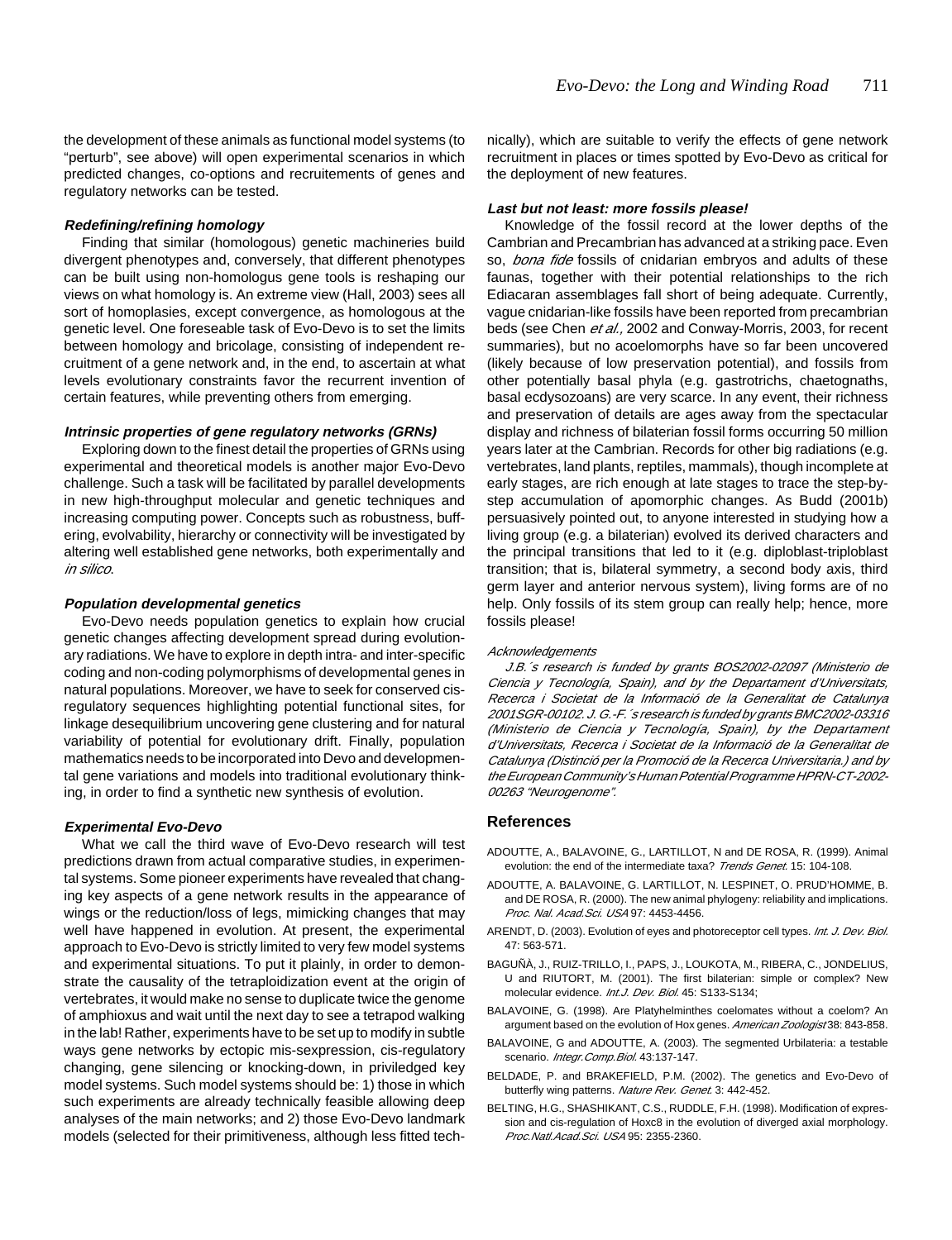the development of these animals as functional model systems (to "perturb", see above) will open experimental scenarios in which predicted changes, co-options and recruitements of genes and regulatory networks can be tested.

### *Redefining/refining homology*

Finding that similar (homologous) genetic machineries build divergent phenotypes and, conversely, that different phenotypes can be built using non-homologus gene tools is reshaping our views on what homology is. An extreme view (Hall, 2003) sees all sort of homoplasies, except convergence, as homologous at the genetic level. One foreseable task of Evo-Devo is to set the limits between homology and bricolage, consisting of independent recruitment of a gene network and, in the end, to ascertain at what levels evolutionary constraints favor the recurrent invention of certain features, while preventing others from emerging.

### *Intrinsic properties of gene regulatory networks (GRNs)*

Exploring down to the finest detail the properties of GRNs using experimental and theoretical models is another major Evo-Devo challenge. Such a task will be facilitated by parallel developments in new high-throughput molecular and genetic techniques and increasing computing power. Concepts such as robustness, buffering, evolvability, hierarchy or connectivity will be investigated by altering well established gene networks, both experimentally and *in silico*.

### *Population developmental genetics*

Evo-Devo needs population genetics to explain how crucial genetic changes affecting development spread during evolutionary radiations. We have to explore in depth intra- and inter-specific coding and non-coding polymorphisms of developmental genes in natural populations. Moreover, we have to seek for conserved cis-regulatory sequences highlighting potential functional sites, for linkage desequilibrium uncovering gene clustering and for natural variability of potential for evolutionary drift. Finally, population mathematics needs to be incorporated into Devo and developmental gene variations and models into traditional evolutionary thinking, in order to find a synthetic new synthesis of evolution.

### *Experimental Evo-Devo*

What we call the third wave of Evo-Devo research will test predictions drawn from actual comparative studies, in experimental systems. Some pioneer experiments have revealed that changing key aspects of a gene network results in the appearance of wings or the reduction/loss of legs, mimicking changes that may well have happened in evolution. At present, the experimental approach to Evo-Devo is strictly limited to very few model systems and experimental situations. To put it plainly, in order to demonstrate the causality of the tetraploidization event at the origin of vertebrates, it would make no sense to duplicate twice the genome of amphioxus and wait until the next day to see a tetrapod walking in the lab! Rather, experiments have to be set up to modify in subtle ways gene networks by ectopic mis-sexpression, cis-regulatory changing, gene silencing or knocking-down, in priviledged key model systems. Such model systems should be: 1) those in which such experiments are already technically feasible allowing deep analyses of the main networks; and 2) those Evo-Devo landmark models (selected for their primitiveness, although less fitted technically), which are suitable to verify the effects of gene network recruitment in places or times spotted by Evo-Devo as critical for the deployment of new features.

### *Last but not least: more fossils please!*

Knowledge of the fossil record at the lower depths of the Cambrian and Precambrian has advanced at a striking pace. Even so, *bona fide* fossils of cnidarian embryos and adults of these faunas, together with their potential relationships to the rich Ediacaran assemblages fall short of being adequate. Currently, vague cnidarian-like fossils have been reported from precambrian beds (see Chen *et al.,* 2002 and Conway-Morris, 2003, for recent summaries), but no acoelomorphs have so far been uncovered (likely because of low preservation potential), and fossils from other potentially basal phyla (e.g. gastrotrichs, chaetognaths, basal ecdysozoans) are very scarce. In any event, their richness and preservation of details are ages away from the spectacular display and richness of bilaterian fossil forms occurring 50 million years later at the Cambrian. Records for other big radiations (e.g. vertebrates, land plants, reptiles, mammals), though incomplete at early stages, are rich enough at late stages to trace the step-by-step accumulation of apomorphic changes. As Budd (2001b) persuasively pointed out, to anyone interested in studying how a living group (e.g. a bilaterian) evolved its derived characters and the principal transitions that led to it (e.g. diploblast-triploblast transition; that is, bilateral symmetry, a second body axis, third germ layer and anterior nervous system), living forms are of no help. Only fossils of its stem group can really help; hence, more fossils please!

#### *Acknowledgements*

*J.B.´s research is funded by grants BOS2002-02097 (Ministerio de Ciencia y Tecnología, Spain), and by the Departament d'Universitats, Recerca i Societat de la Informació de la Generalitat de Catalunya 2001SGR-00102. J. G.-F.´s research is funded by grants BMC2002-03316 (Ministerio de Ciencia y Tecnología, Spain), by the Departament d'Universitats, Recerca i Societat de la Informació de la Generalitat de Catalunya (Distinció per la Promoció de la Recerca Universitaria.) and by the European Community's Human Potential Programme HPRN-CT-2002-00263 "Neurogenome".*

## References

ADOUTTE, A., BALAVOINE, G., LARTILLOT, N and DE ROSA, R. (1999). Animal evolution: the end of the intermediate taxa? *Trends Genet.* 15: 104-108.

ADOUTTE, A. BALAVOINE, G. LARTILLOT, N. LESPINET, O. PRUD'HOMME, B. and DE ROSA, R. (2000). The new animal phylogeny: reliability and implications. *Proc. Nal. Acad.Sci. USA* 97: 4453-4456.

ARENDT, D. (2003). Evolution of eyes and photoreceptor cell types. *Int. J. Dev. Biol.* 47: 563-571.

BAGUÑÀ, J., RUIZ-TRILLO, I., PAPS, J., LOUKOTA, M., RIBERA, C., JONDELIUS, U and RIUTORT, M. (2001). The first bilaterian: simple or complex? New molecular evidence. *Int.J. Dev. Biol.* 45: S133-S134;

BALAVOINE, G. (1998). Are Platyhelminthes coelomates without a coelom? An argument based on the evolution of Hox genes. *American Zoologist* 38: 843-858.

BALAVOINE, G and ADOUTTE, A. (2003). The segmented Urbilateria: a testable scenario. *Integr.Comp.Biol.* 43:137-147.

BELDADE, P. and BRAKEFIELD, P.M. (2002). The genetics and Evo-Devo of butterfly wing patterns. *Nature Rev. Genet.* 3: 442-452.

BELTING, H.G., SHASHIKANT, C.S., RUDDLE, F.H. (1998). Modification of expression and cis-regulation of Hoxc8 in the evolution of diverged axial morphology. *Proc.Natl.Acad.Sci. USA* 95: 2355-2360.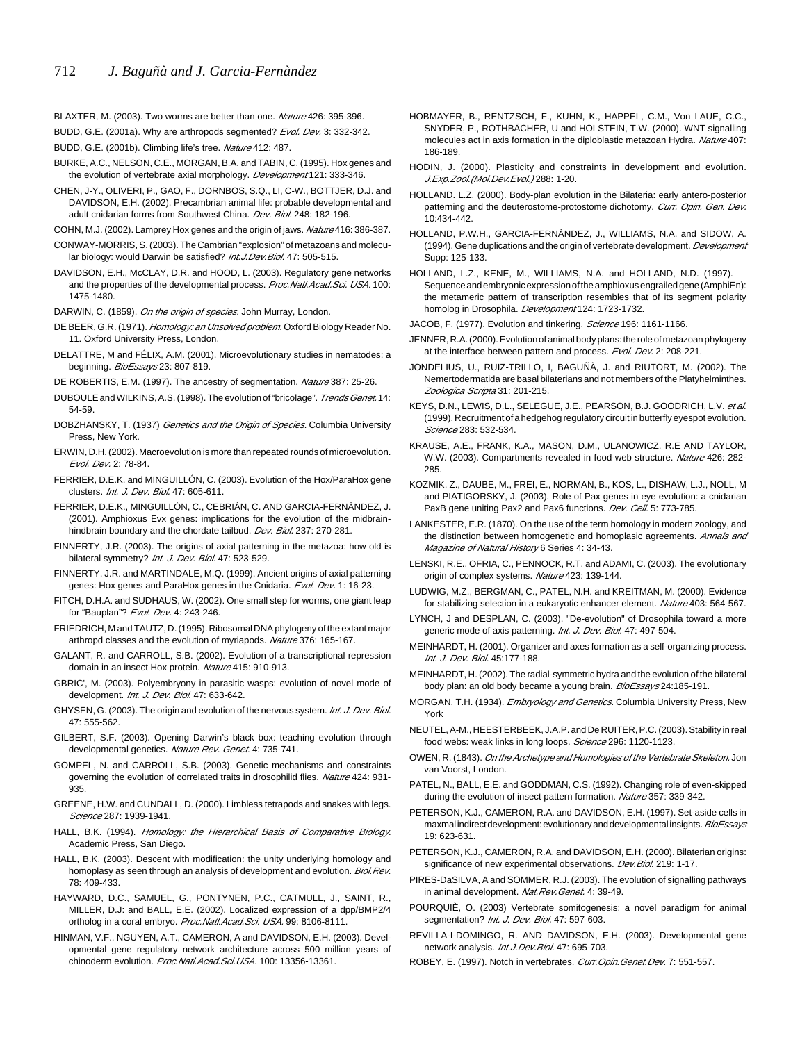BLAXTER, M. (2003). Two worms are better than one. *Nature* 426: 395-396.

BUDD, G.E. (2001a). Why are arthropods segmented? *Evol. Dev.* 3: 332-342.

BUDD, G.E. (2001b). Climbing life's tree. *Nature* 412: 487.

BURKE, A.C., NELSON, C.E., MORGAN, B.A. and TABIN, C. (1995). Hox genes and the evolution of vertebrate axial morphology. *Development* 121: 333-346.

CHEN, J-Y., OLIVERI, P., GAO, F., DORNBOS, S.Q., LI, C-W., BOTTJER, D.J. and DAVIDSON, E.H. (2002). Precambrian animal life: probable developmental and adult cnidarian forms from Southwest China. *Dev. Biol.* 248: 182-196.

COHN, M.J. (2002). Lamprey Hox genes and the origin of jaws. *Nature* 416: 386-387.

CONWAY-MORRIS, S. (2003). The Cambrian "explosion" of metazoans and molecular biology: would Darwin be satisfied? *Int.J.Dev.Biol.* 47: 505-515.

DAVIDSON, E.H., McCLAY, D.R. and HOOD, L. (2003). Regulatory gene networks and the properties of the developmental process. *Proc.Natl.Acad.Sci. USA.* 100: 1475-1480.

DARWIN, C. (1859). *On the origin of species.* John Murray, London.

DE BEER, G.R. (1971). *Homology: an Unsolved problem.* Oxford Biology Reader No. 11. Oxford University Press, London.

DELATTRE, M and FÉLIX, A.M. (2001). Microevolutionary studies in nematodes: a beginning. *BioEssays* 23: 807-819.

DE ROBERTIS, E.M. (1997). The ancestry of segmentation. *Nature* 387: 25-26.

DUBOULE and WILKINS, A.S. (1998). The evolution of "bricolage". *Trends Genet.* 14: 54-59.

DOBZHANSKY, T. (1937) *Genetics and the Origin of Species.* Columbia University Press, New York.

ERWIN, D.H. (2002). Macroevolution is more than repeated rounds of microevolution. *Evol. Dev.* 2: 78-84.

FERRIER, D.E.K. and MINGUILLÓN, C. (2003). Evolution of the Hox/ParaHox gene clusters. *Int. J. Dev. Biol.* 47: 605-611.

FERRIER, D.E.K., MINGUILLÓN, C., CEBRIÁN, C. AND GARCIA-FERNÀNDEZ, J. (2001). Amphioxus Evx genes: implications for the evolution of the midbrain-hindbrain boundary and the chordate tailbud. *Dev. Biol.* 237: 270-281.

FINNERTY, J.R. (2003). The origins of axial patterning in the metazoa: how old is bilateral symmetry? *Int. J. Dev. Biol.* 47: 523-529.

FINNERTY, J.R. and MARTINDALE, M.Q. (1999). Ancient origins of axial patterning genes: Hox genes and ParaHox genes in the Cnidaria. *Evol. Dev.* 1: 16-23.

FITCH, D.H.A. and SUDHAUS, W. (2002). One small step for worms, one giant leap for "Bauplan"? *Evol. Dev.* 4: 243-246.

FRIEDRICH, M and TAUTZ, D. (1995). Ribosomal DNA phylogeny of the extant major arthropd classes and the evolution of myriapods. *Nature* 376: 165-167.

GALANT, R. and CARROLL, S.B. (2002). Evolution of a transcriptional repression domain in an insect Hox protein. *Nature* 415: 910-913.

GBRIC', M. (2003). Polyembryony in parasitic wasps: evolution of novel mode of development. *Int. J. Dev. Biol.* 47: 633-642.

GHYSEN, G. (2003). The origin and evolution of the nervous system. *Int. J. Dev. Biol.* 47: 555-562.

GILBERT, S.F. (2003). Opening Darwin's black box: teaching evolution through developmental genetics. *Nature Rev. Genet.* 4: 735-741.

GOMPEL, N. and CARROLL, S.B. (2003). Genetic mechanisms and constraints governing the evolution of correlated traits in drosophilid flies. *Nature* 424: 931-935.

GREENE, H.W. and CUNDALL, D. (2000). Limbless tetrapods and snakes with legs. *Science* 287: 1939-1941.

HALL, B.K. (1994). *Homology: the Hierarchical Basis of Comparative Biology.* Academic Press, San Diego.

HALL, B.K. (2003). Descent with modification: the unity underlying homology and homoplasy as seen through an analysis of development and evolution. *Biol.Rev.* 78: 409-433.

HAYWARD, D.C., SAMUEL, G., PONTYNEN, P.C., CATMULL, J., SAINT, R., MILLER, D.J: and BALL, E.E. (2002). Localized expression of a dpp/BMP2/4 ortholog in a coral embryo. *Proc.Natl.Acad.Sci. USA.* 99: 8106-8111.

HINMAN, V.F., NGUYEN, A.T., CAMERON, A and DAVIDSON, E.H. (2003). Developmental gene regulatory network architecture across 500 million years of chinoderm evolution. *Proc.Natl.Acad.Sci.USA.* 100: 13356-13361.

HOBMAYER, B., RENTZSCH, F., KUHN, K., HAPPEL, C.M., Von LAUE, C.C., SNYDER, P., ROTHBÄCHER, U and HOLSTEIN, T.W. (2000). WNT signalling molecules act in axis formation in the diploblastic metazoan Hydra. *Nature* 407: 186-189.

HODIN, J. (2000). Plasticity and constraints in development and evolution. *J.Exp.Zool.(Mol.Dev.Evol.)* 288: 1-20.

HOLLAND. L.Z. (2000). Body-plan evolution in the Bilateria: early antero-posterior patterning and the deuterostome-protostome dichotomy. *Curr. Opin. Gen. Dev.* 10:434-442.

HOLLAND, P.W.H., GARCIA-FERNÀNDEZ, J., WILLIAMS, N.A. and SIDOW, A. (1994). Gene duplications and the origin of vertebrate development. *Development* Supp: 125-133.

HOLLAND, L.Z., KENE, M., WILLIAMS, N.A. and HOLLAND, N.D. (1997). Sequence and embryonic expression of the amphioxus engrailed gene (AmphiEn): the metameric pattern of transcription resembles that of its segment polarity homolog in Drosophila. *Development* 124: 1723-1732.

JACOB, F. (1977). Evolution and tinkering. *Science* 196: 1161-1166.

JENNER, R.A. (2000). Evolution of animal body plans: the role of metazoan phylogeny at the interface between pattern and process. *Evol. Dev.* 2: 208-221.

JONDELIUS, U., RUIZ-TRILLO, I, BAGUÑÀ, J. and RIUTORT, M. (2002). The Nemertodermatida are basal bilaterians and not members of the Platyhelminthes. *Zoologica Scripta* 31: 201-215.

KEYS, D.N., LEWIS, D.L., SELEGUE, J.E., PEARSON, B.J. GOODRICH, L.V. *et al.* (1999). Recruitment of a hedgehog regulatory circuit in butterfly eyespot evolution. *Science* 283: 532-534.

KRAUSE, A.E., FRANK, K.A., MASON, D.M., ULANOWICZ, R.E AND TAYLOR, W.W. (2003). Compartments revealed in food-web structure. *Nature* 426: 282-285.

KOZMIK, Z., DAUBE, M., FREI, E., NORMAN, B., KOS, L., DISHAW, L.J., NOLL, M and PIATIGORSKY, J. (2003). Role of Pax genes in eye evolution: a cnidarian PaxB gene uniting Pax2 and Pax6 functions. *Dev. Cell.* 5: 773-785.

LANKESTER, E.R. (1870). On the use of the term homology in modern zoology, and the distinction between homogenetic and homoplasic agreements. *Annals and Magazine of Natural History* 6 Series 4: 34-43.

LENSKI, R.E., OFRIA, C., PENNOCK, R.T. and ADAMI, C. (2003). The evolutionary origin of complex systems. *Nature* 423: 139-144.

LUDWIG, M.Z., BERGMAN, C., PATEL, N.H. and KREITMAN, M. (2000). Evidence for stabilizing selection in a eukaryotic enhancer element. *Nature* 403: 564-567.

LYNCH, J and DESPLAN, C. (2003). "De-evolution" of Drosophila toward a more generic mode of axis patterning. *Int. J. Dev. Biol.* 47: 497-504.

MEINHARDT, H. (2001). Organizer and axes formation as a self-organizing process. *Int. J. Dev. Biol.* 45:177-188.

MEINHARDT, H. (2002). The radial-symmetric hydra and the evolution of the bilateral body plan: an old body became a young brain. *BioEssays* 24:185-191.

MORGAN, T.H. (1934). *Embryology and Genetics.* Columbia University Press, New York

NEUTEL, A-M., HEESTERBEEK, J.A.P. and De RUITER, P.C. (2003). Stability in real food webs: weak links in long loops. *Science* 296: 1120-1123.

OWEN, R. (1843). *On the Archetype and Homologies of the Vertebrate Skeleton.* Jon van Voorst, London.

PATEL, N., BALL, E.E. and GODDMAN, C.S. (1992). Changing role of even-skipped during the evolution of insect pattern formation. *Nature* 357: 339-342.

PETERSON, K.J., CAMERON, R.A. and DAVIDSON, E.H (1997). Set-aside cells in maxmal indirect development: evolutionary and developmental insights. *BioEssays* 19: 623-631.

PETERSON, K.J., CAMERON, R.A. and DAVIDSON, E.H. (2000). Bilaterian origins: significance of new experimental observations. *Dev.Biol.* 219: 1-17.

PIRES-DaSILVA, A and SOMMER, R.J. (2003). The evolution of signalling pathways in animal development. *Nat.Rev.Genet.* 4: 39-49.

POURQUIÈ, O. (2003) Vertebrate somitogenesis: a novel paradigm for animal segmentation? *Int. J. Dev. Biol.* 47: 597-603.

REVILLA-I-DOMINGO, R. AND DAVIDSON, E.H. (2003). Developmental gene network analysis. *Int.J.Dev.Biol.* 47: 695-703.

ROBEY, E. (1997). Notch in vertebrates. *Curr.Opin.Genet.Dev.* 7: 551-557.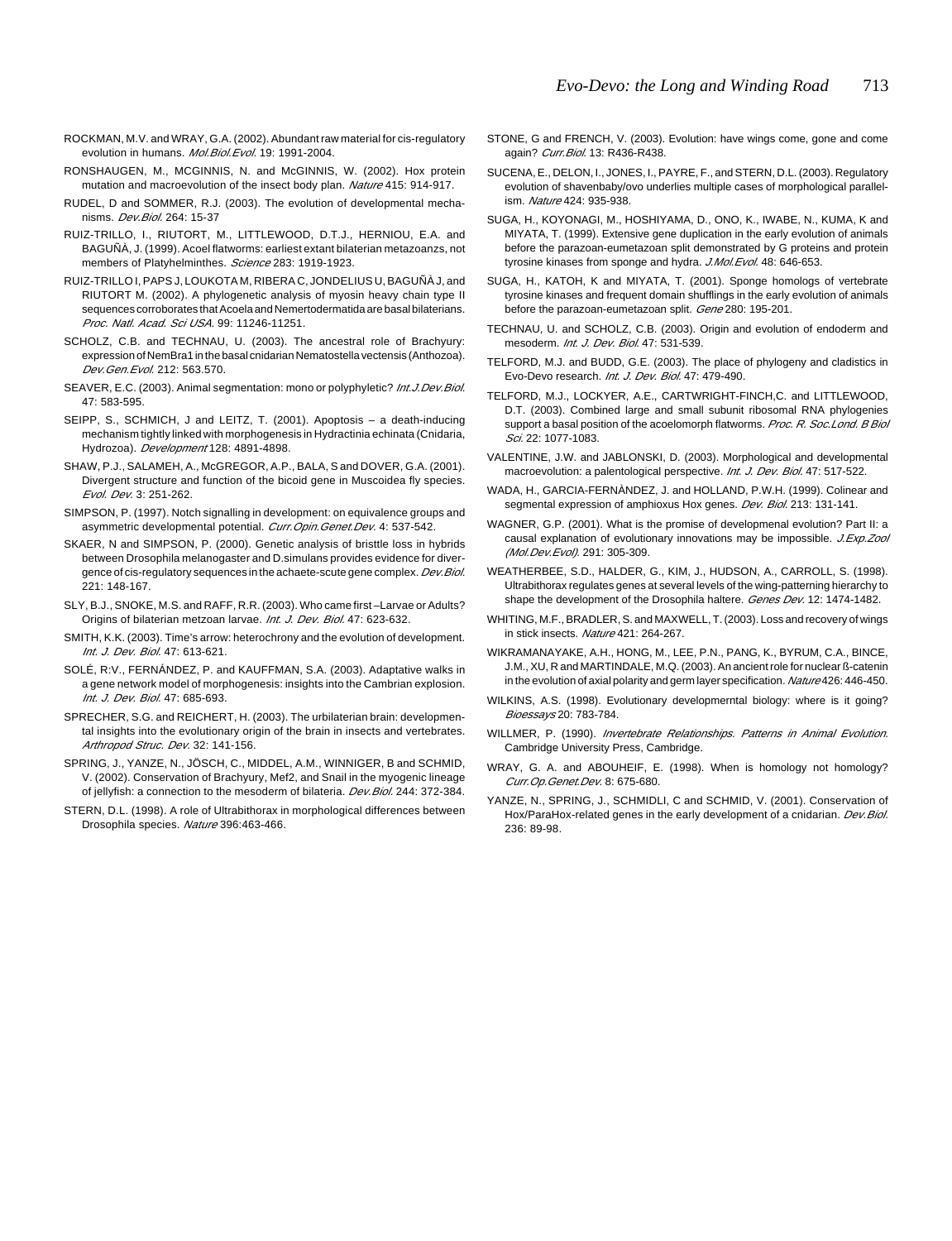ROCKMAN, M.V. and WRAY, G.A. (2002). Abundant raw material for cis-regulatory evolution in humans. *Mol.Biol.Evol.* 19: 1991-2004.

RONSHAUGEN, M., MCGINNIS, N. and McGINNIS, W. (2002). Hox protein mutation and macroevolution of the insect body plan. *Nature* 415: 914-917.

RUDEL, D and SOMMER, R.J. (2003). The evolution of developmental mechanisms. *Dev.Biol.* 264: 15-37

RUIZ-TRILLO, I., RIUTORT, M., LITTLEWOOD, D.T.J., HERNIOU, E.A. and BAGUÑÀ, J. (1999). Acoel flatworms: earliest extant bilaterian metazoanzs, not members of Platyhelminthes. *Science* 283: 1919-1923.

RUIZ-TRILLO I, PAPS J, LOUKOTA M, RIBERA C, JONDELIUS U, BAGUÑÀ J, and RIUTORT M. (2002). A phylogenetic analysis of myosin heavy chain type II sequences corroborates that Acoela and Nemertodermatida are basal bilaterians. *Proc. Natl. Acad. Sci USA*. 99: 11246-11251.

SCHOLZ, C.B. and TECHNAU, U. (2003). The ancestral role of Brachyury: expression of NemBra1 in the basal cnidarian Nematostella vectensis (Anthozoa). *Dev.Gen.Evol.* 212: 563.570.

SEAVER, E.C. (2003). Animal segmentation: mono or polyphyletic? *Int.J.Dev.Biol.* 47: 583-595.

SEIPP, S., SCHMICH, J and LEITZ, T. (2001). Apoptosis – a death-inducing mechanism tightly linked with morphogenesis in Hydractinia echinata (Cnidaria, Hydrozoa). *Development* 128: 4891-4898.

SHAW, P.J., SALAMEH, A., McGREGOR, A.P., BALA, S and DOVER, G.A. (2001). Divergent structure and function of the bicoid gene in Muscoidea fly species. *Evol. Dev.* 3: 251-262.

SIMPSON, P. (1997). Notch signalling in development: on equivalence groups and asymmetric developmental potential. *Curr.Opin.Genet.Dev.* 4: 537-542.

SKAER, N and SIMPSON, P. (2000). Genetic analysis of bristtle loss in hybrids between Drosophila melanogaster and D.simulans provides evidence for divergence of cis-regulatory sequences in the achaete-scute gene complex. *Dev.Biol.* 221: 148-167.

SLY, B.J., SNOKE, M.S. and RAFF, R.R. (2003). Who came first –Larvae or Adults? Origins of bilaterian metzoan larvae. *Int. J. Dev. Biol.* 47: 623-632.

SMITH, K.K. (2003). Time's arrow: heterochrony and the evolution of development. *Int. J. Dev. Biol.* 47: 613-621.

SOLÉ, R:V., FERNÁNDEZ, P. and KAUFFMAN, S.A. (2003). Adaptative walks in a gene network model of morphogenesis: insights into the Cambrian explosion. *Int. J. Dev. Biol.* 47: 685-693.

SPRECHER, S.G. and REICHERT, H. (2003). The urbilaterian brain: developmental insights into the evolutionary origin of the brain in insects and vertebrates. *Arthropod Struc. Dev.* 32: 141-156.

SPRING, J., YANZE, N., JÖSCH, C., MIDDEL, A.M., WINNIGER, B and SCHMID, V. (2002). Conservation of Brachyury, Mef2, and Snail in the myogenic lineage of jellyfish: a connection to the mesoderm of bilateria. *Dev.Biol.* 244: 372-384.

STERN, D.L. (1998). A role of Ultrabithorax in morphological differences between Drosophila species. *Nature* 396:463-466.

STONE, G and FRENCH, V. (2003). Evolution: have wings come, gone and come again? *Curr.Biol.* 13: R436-R438.

SUCENA, E., DELON, I., JONES, I., PAYRE, F., and STERN, D.L. (2003). Regulatory evolution of shavenbaby/ovo underlies multiple cases of morphological parallelism. *Nature* 424: 935-938.

SUGA, H., KOYONAGI, M., HOSHIYAMA, D., ONO, K., IWABE, N., KUMA, K and MIYATA, T. (1999). Extensive gene duplication in the early evolution of animals before the parazoan-eumetazoan split demonstrated by G proteins and protein tyrosine kinases from sponge and hydra. *J.Mol.Evol.* 48: 646-653.

SUGA, H., KATOH, K and MIYATA, T. (2001). Sponge homologs of vertebrate tyrosine kinases and frequent domain shufflings in the early evolution of animals before the parazoan-eumetazoan split. *Gene* 280: 195-201.

TECHNAU, U. and SCHOLZ, C.B. (2003). Origin and evolution of endoderm and mesoderm. *Int. J. Dev. Biol.* 47: 531-539.

TELFORD, M.J. and BUDD, G.E. (2003). The place of phylogeny and cladistics in Evo-Devo research. *Int. J. Dev. Biol.* 47: 479-490.

TELFORD, M.J., LOCKYER, A.E., CARTWRIGHT-FINCH,C. and LITTLEWOOD, D.T. (2003). Combined large and small subunit ribosomal RNA phylogenies support a basal position of the acoelomorph flatworms. *Proc. R. Soc.Lond. B Biol Sci.* 22: 1077-1083.

VALENTINE, J.W. and JABLONSKI, D. (2003). Morphological and developmental macroevolution: a palentological perspective. *Int. J. Dev. Biol.* 47: 517-522.

WADA, H., GARCIA-FERNÀNDEZ, J. and HOLLAND, P.W.H. (1999). Colinear and segmental expression of amphioxus Hox genes. *Dev. Biol.* 213: 131-141.

WAGNER, G.P. (2001). What is the promise of developmenal evolution? Part II: a causal explanation of evolutionary innovations may be impossible. *J.Exp.Zool (Mol.Dev.Evol).* 291: 305-309.

WEATHERBEE, S.D., HALDER, G., KIM, J., HUDSON, A., CARROLL, S. (1998). Ultrabithorax regulates genes at several levels of the wing-patterning hierarchy to shape the development of the Drosophila haltere. *Genes Dev.* 12: 1474-1482.

WHITING, M.F., BRADLER, S. and MAXWELL, T. (2003). Loss and recovery of wings in stick insects. *Nature* 421: 264-267.

WIKRAMANAYAKE, A.H., HONG, M., LEE, P.N., PANG, K., BYRUM, C.A., BINCE, J.M., XU, R and MARTINDALE, M.Q. (2003). An ancient role for nuclear ß-catenin in the evolution of axial polarity and germ layer specification. *Nature* 426: 446-450.

WILKINS, A.S. (1998). Evolutionary developmerntal biology: where is it going? *Bioessays* 20: 783-784.

WILLMER, P. (1990). *Invertebrate Relationships. Patterns in Animal Evolution.* Cambridge University Press, Cambridge.

WRAY, G. A. and ABOUHEIF, E. (1998). When is homology not homology? *Curr.Op.Genet.Dev.* 8: 675-680.

YANZE, N., SPRING, J., SCHMIDLI, C and SCHMID, V. (2001). Conservation of Hox/ParaHox-related genes in the early development of a cnidarian. *Dev.Biol.* 236: 89-98.